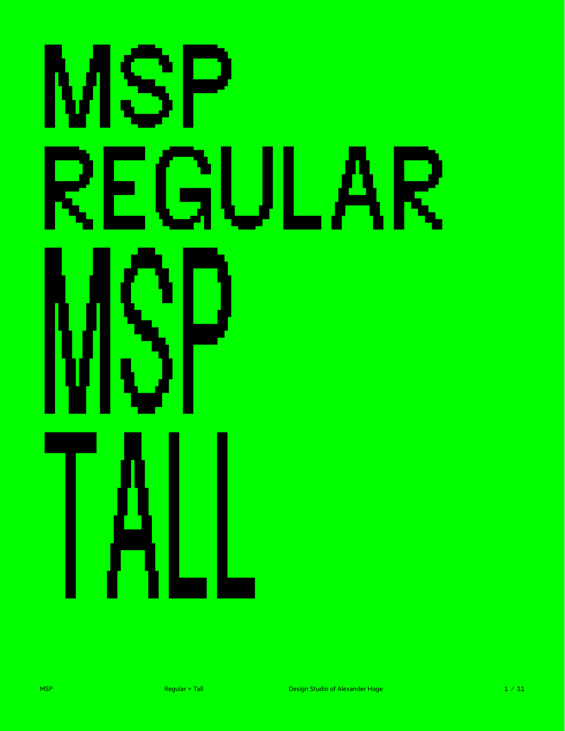# MSP REGULAR

# MSP TALL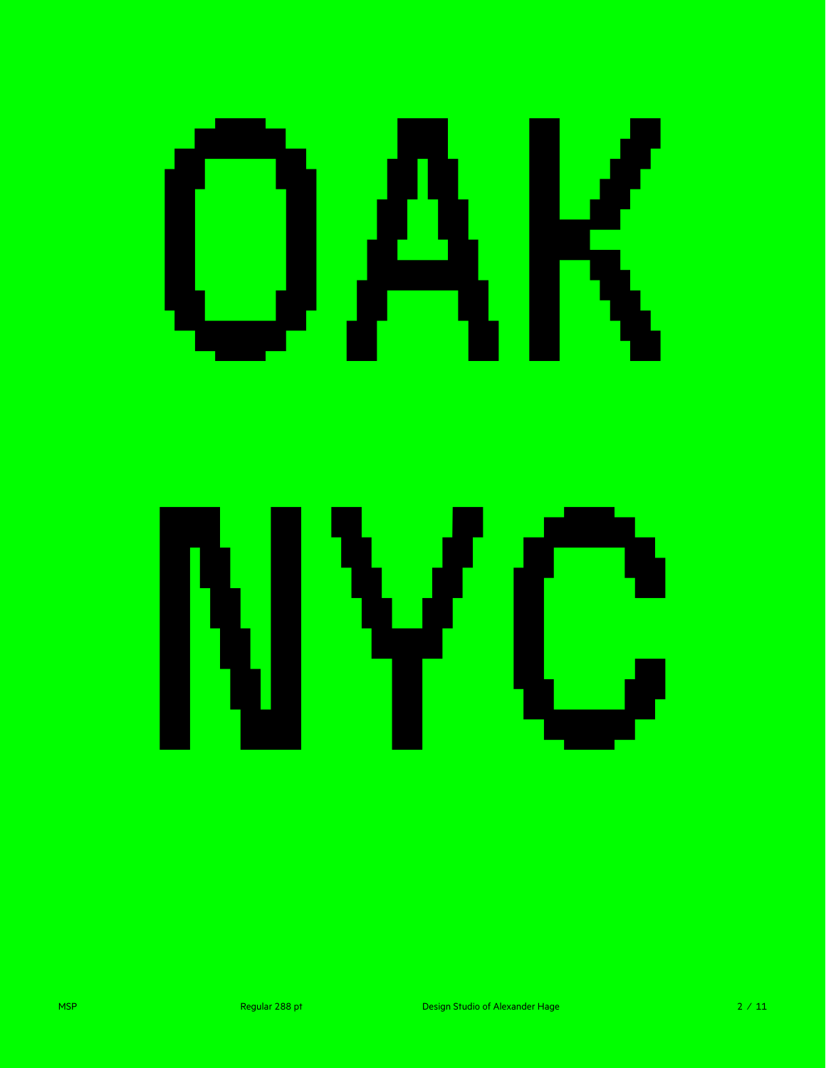OAK

NYC

MSP Regular 288 pt Design Studio of Alexander Hage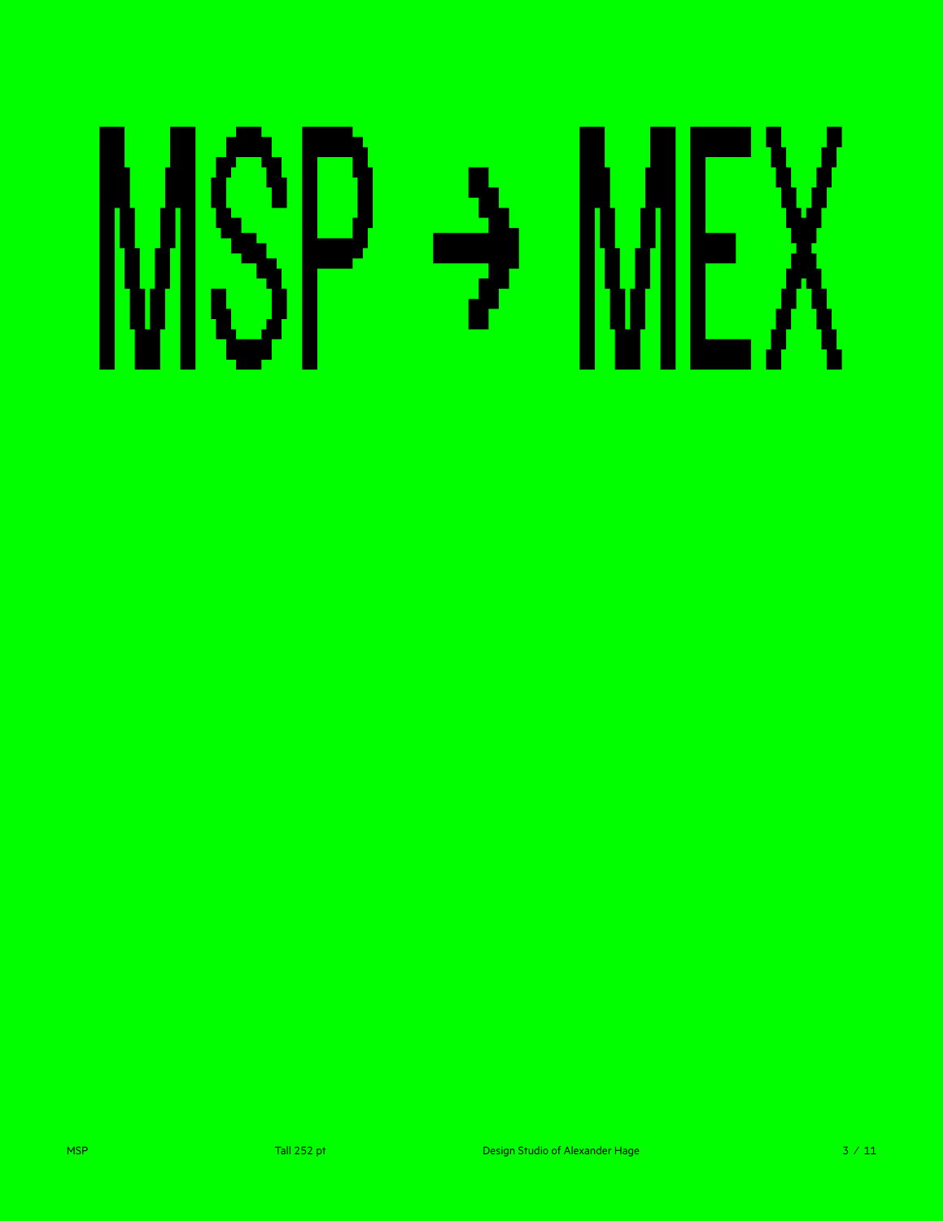# MSP → MEX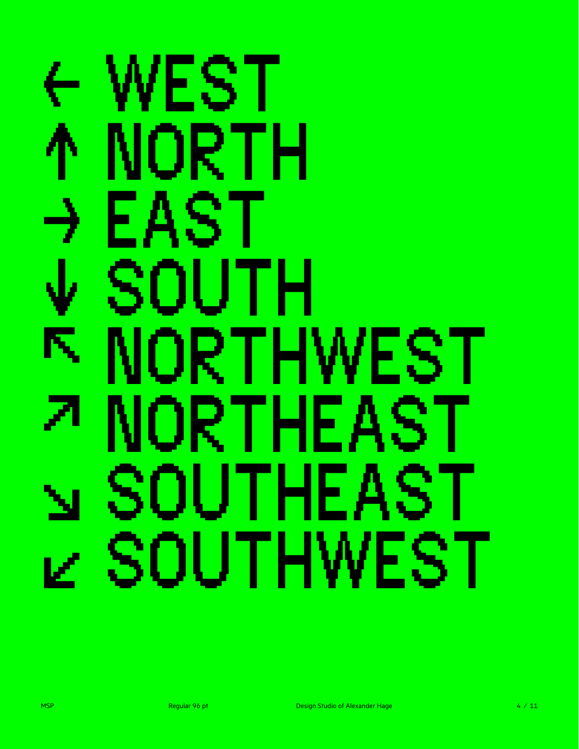← WEST

↑ NORTH

→ EAST

↓ SOUTH

↖ NORTHWEST

↗ NORTHEAST

↘ SOUTHEAST

↙ SOUTHWEST

MSP Regular 96 pt Design Studio of Alexander Hage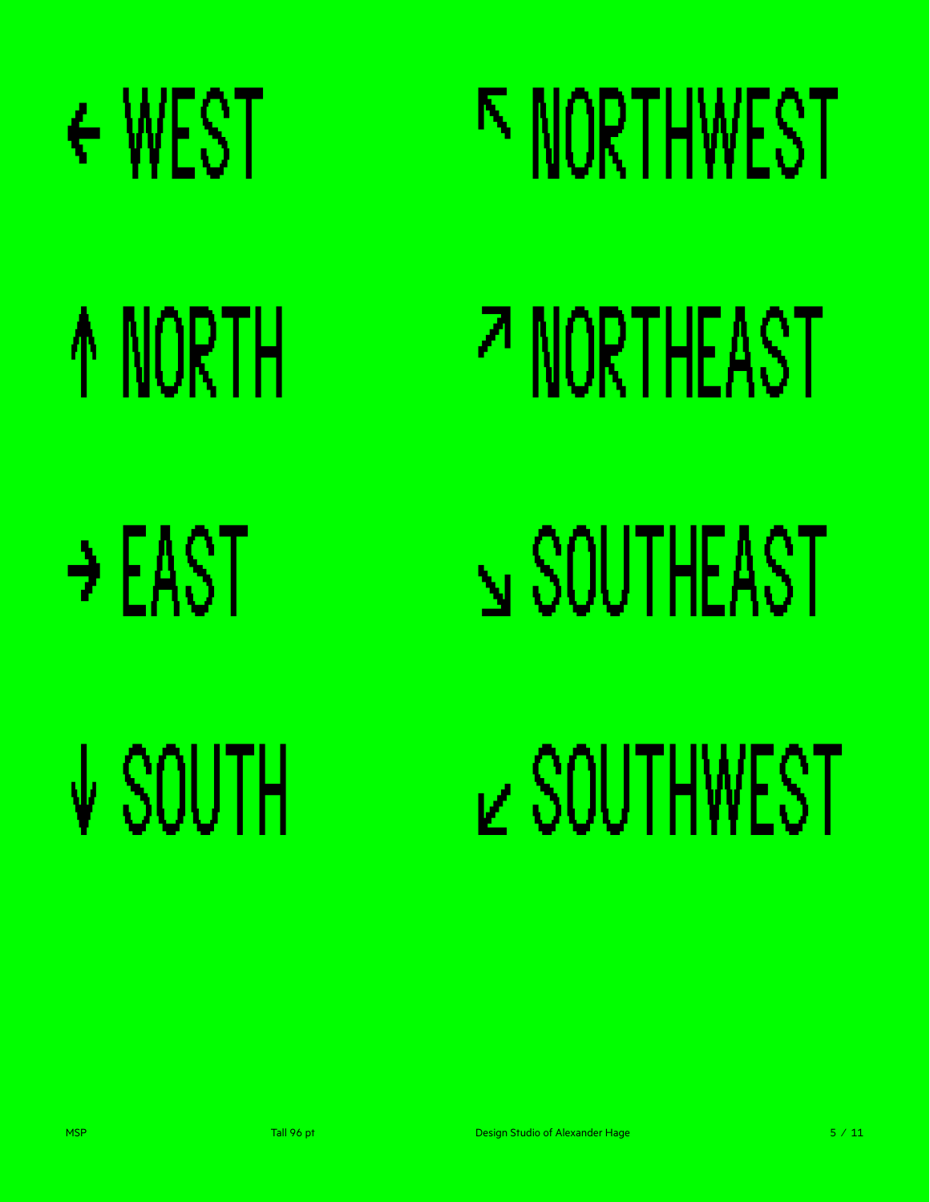← WEST

↖ NORTHWEST

↑ NORTH

↗ NORTHEAST

→ EAST

↘ SOUTHEAST

↓ SOUTH

↙ SOUTHWEST

MSP

Tall 96 pt

Design Studio of Alexander Hage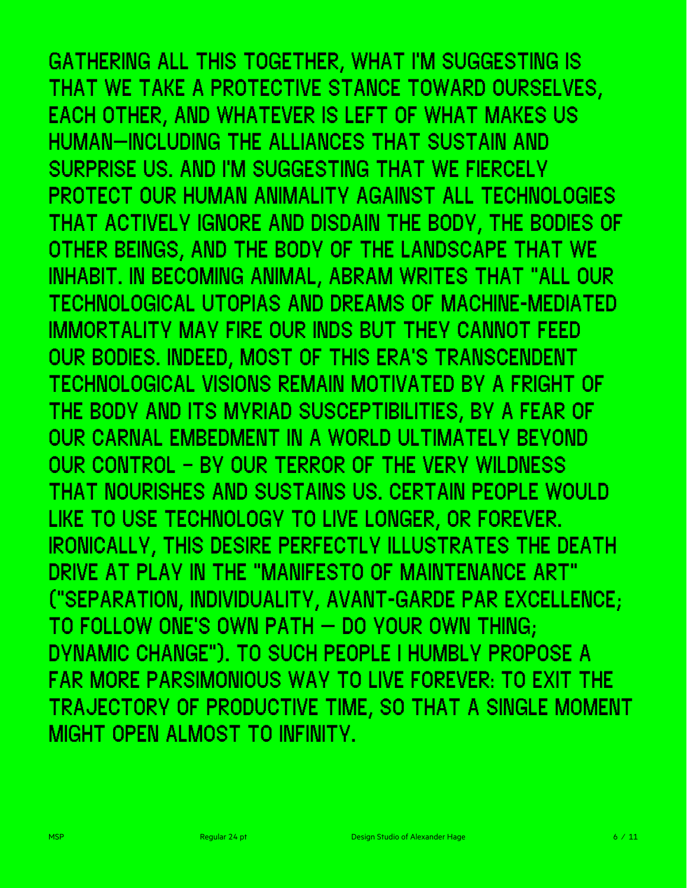GATHERING ALL THIS TOGETHER, WHAT I'M SUGGESTING IS THAT WE TAKE A PROTECTIVE STANCE TOWARD OURSELVES, EACH OTHER, AND WHATEVER IS LEFT OF WHAT MAKES US HUMAN—INCLUDING THE ALLIANCES THAT SUSTAIN AND SURPRISE US. AND I'M SUGGESTING THAT WE FIERCELY PROTECT OUR HUMAN ANIMALITY AGAINST ALL TECHNOLOGIES THAT ACTIVELY IGNORE AND DISDAIN THE BODY, THE BODIES OF OTHER BEINGS, AND THE BODY OF THE LANDSCAPE THAT WE INHABIT. IN BECOMING ANIMAL, ABRAM WRITES THAT "ALL OUR TECHNOLOGICAL UTOPIAS AND DREAMS OF MACHINE-MEDIATED IMMORTALITY MAY FIRE OUR INDS BUT THEY CANNOT FEED OUR BODIES. INDEED, MOST OF THIS ERA'S TRANSCENDENT TECHNOLOGICAL VISIONS REMAIN MOTIVATED BY A FRIGHT OF THE BODY AND ITS MYRIAD SUSCEPTIBILITIES, BY A FEAR OF OUR CARNAL EMBEDMENT IN A WORLD ULTIMATELY BEYOND OUR CONTROL - BY OUR TERROR OF THE VERY WILDNESS THAT NOURISHES AND SUSTAINS US. CERTAIN PEOPLE WOULD LIKE TO USE TECHNOLOGY TO LIVE LONGER, OR FOREVER. IRONICALLY, THIS DESIRE PERFECTLY ILLUSTRATES THE DEATH DRIVE AT PLAY IN THE "MANIFESTO OF MAINTENANCE ART" ("SEPARATION, INDIVIDUALITY, AVANT-GARDE PAR EXCELLENCE; TO FOLLOW ONE'S OWN PATH — DO YOUR OWN THING; DYNAMIC CHANGE"). TO SUCH PEOPLE I HUMBLY PROPOSE A FAR MORE PARSIMONIOUS WAY TO LIVE FOREVER: TO EXIT THE TRAJECTORY OF PRODUCTIVE TIME, SO THAT A SINGLE MOMENT MIGHT OPEN ALMOST TO INFINITY.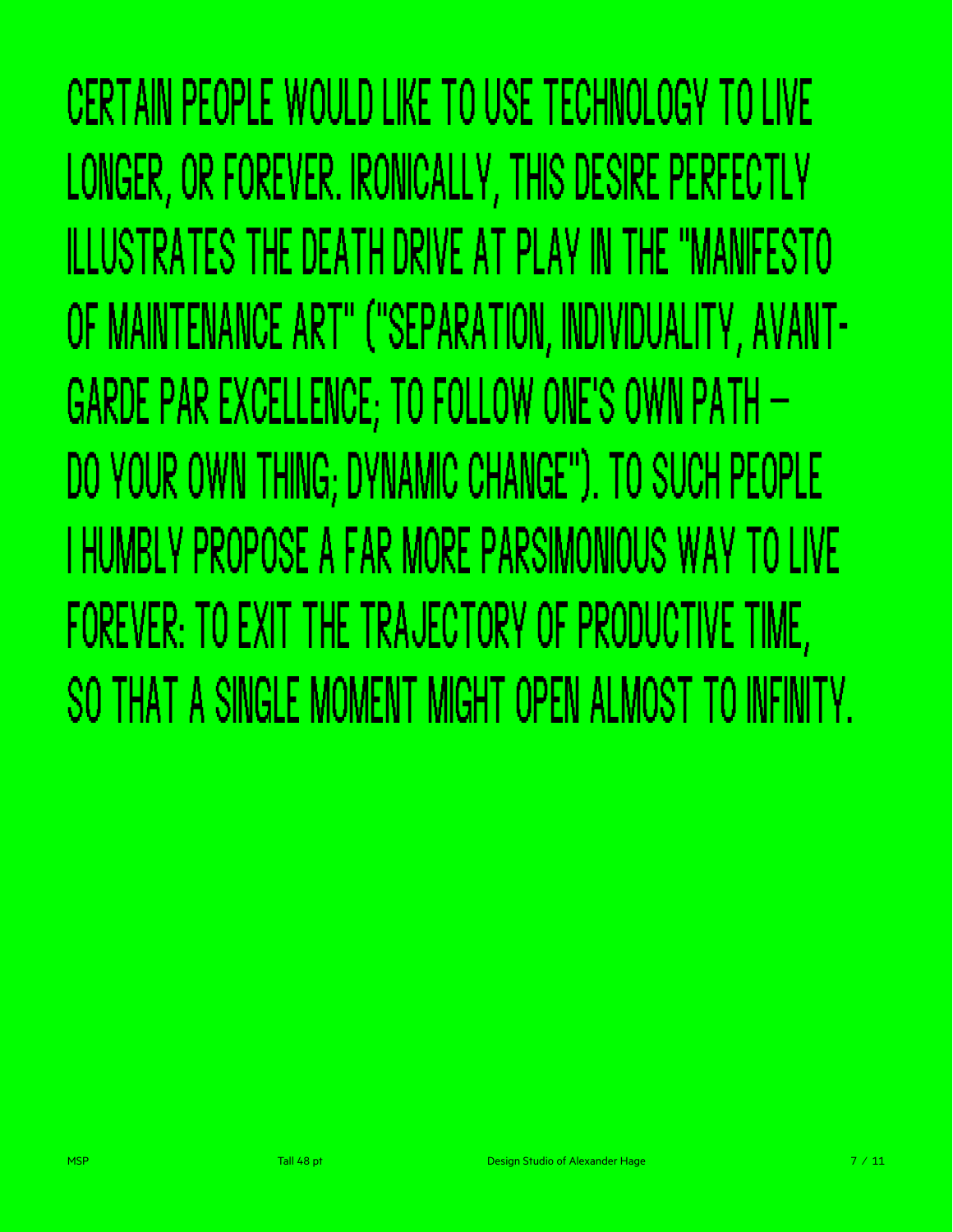CERTAIN PEOPLE WOULD LIKE TO USE TECHNOLOGY TO LIVE LONGER, OR FOREVER. IRONICALLY, THIS DESIRE PERFECTLY ILLUSTRATES THE DEATH DRIVE AT PLAY IN THE "MANIFESTO OF MAINTENANCE ART" ("SEPARATION, INDIVIDUALITY, AVANT-GARDE PAR EXCELLENCE; TO FOLLOW ONE'S OWN PATH – DO YOUR OWN THING; DYNAMIC CHANGE"). TO SUCH PEOPLE I HUMBLY PROPOSE A FAR MORE PARSIMONIOUS WAY TO LIVE FOREVER: TO EXIT THE TRAJECTORY OF PRODUCTIVE TIME, SO THAT A SINGLE MOMENT MIGHT OPEN ALMOST TO INFINITY.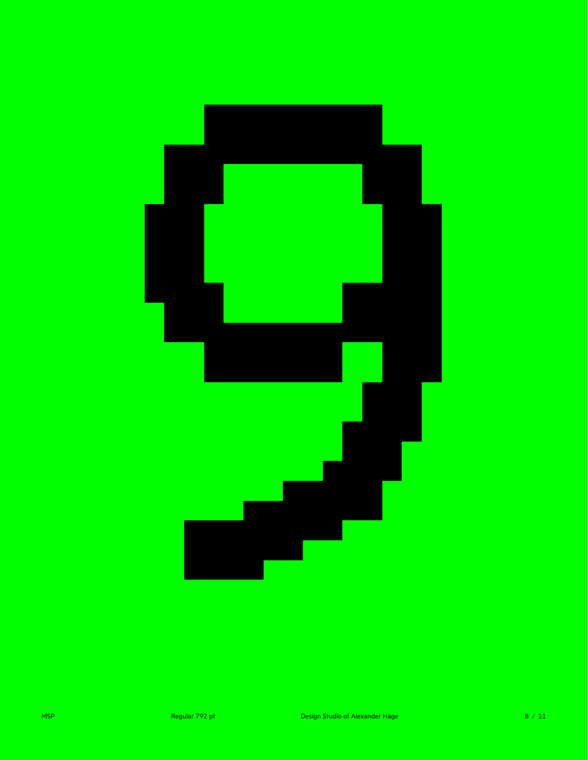9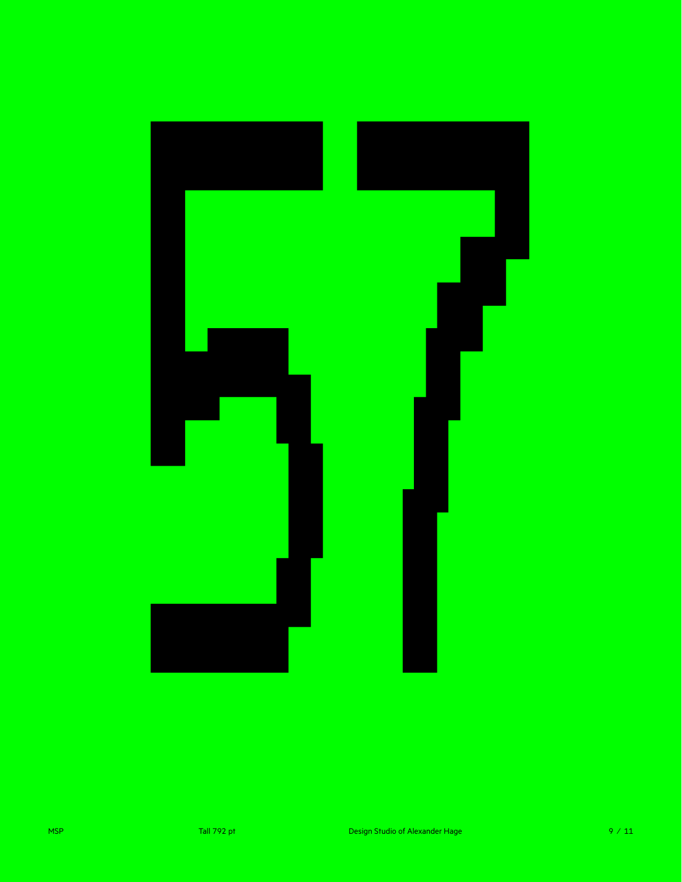57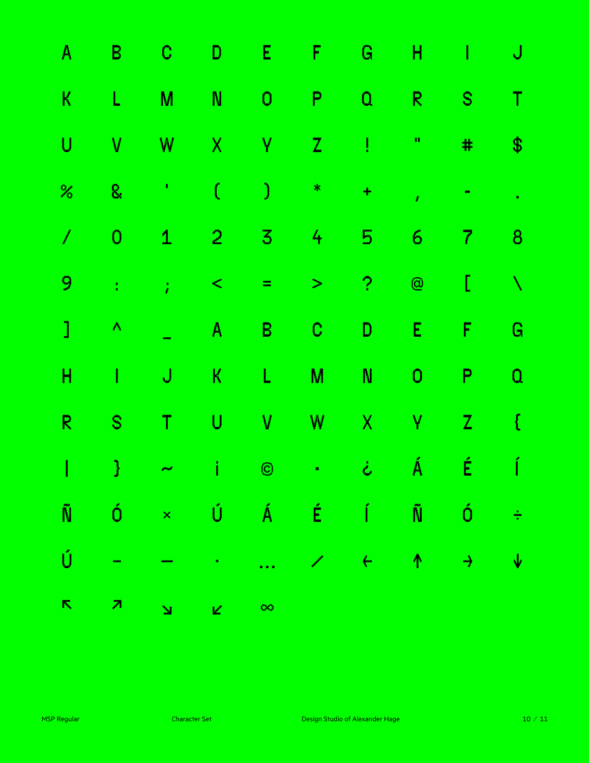A B C D E F G H I J

K L M N O P Q R S T

U V W X Y Z ! " # $

% & ' ( ) * + , - .

/ 0 1 2 3 4 5 6 7 8

9 : ; < = > ? @ [ \

] ^ _ A B C D E F G

H I J K L M N O P Q

R S T U V W X Y Z {

| } ~ ¡ © · ¿ Á É Í

Ñ Ó × Ú Á É Í Ñ Ó ÷

Ú – — · … ⁄ ← ↑ → ↓

↖ ↗ ↘ ↙ ∞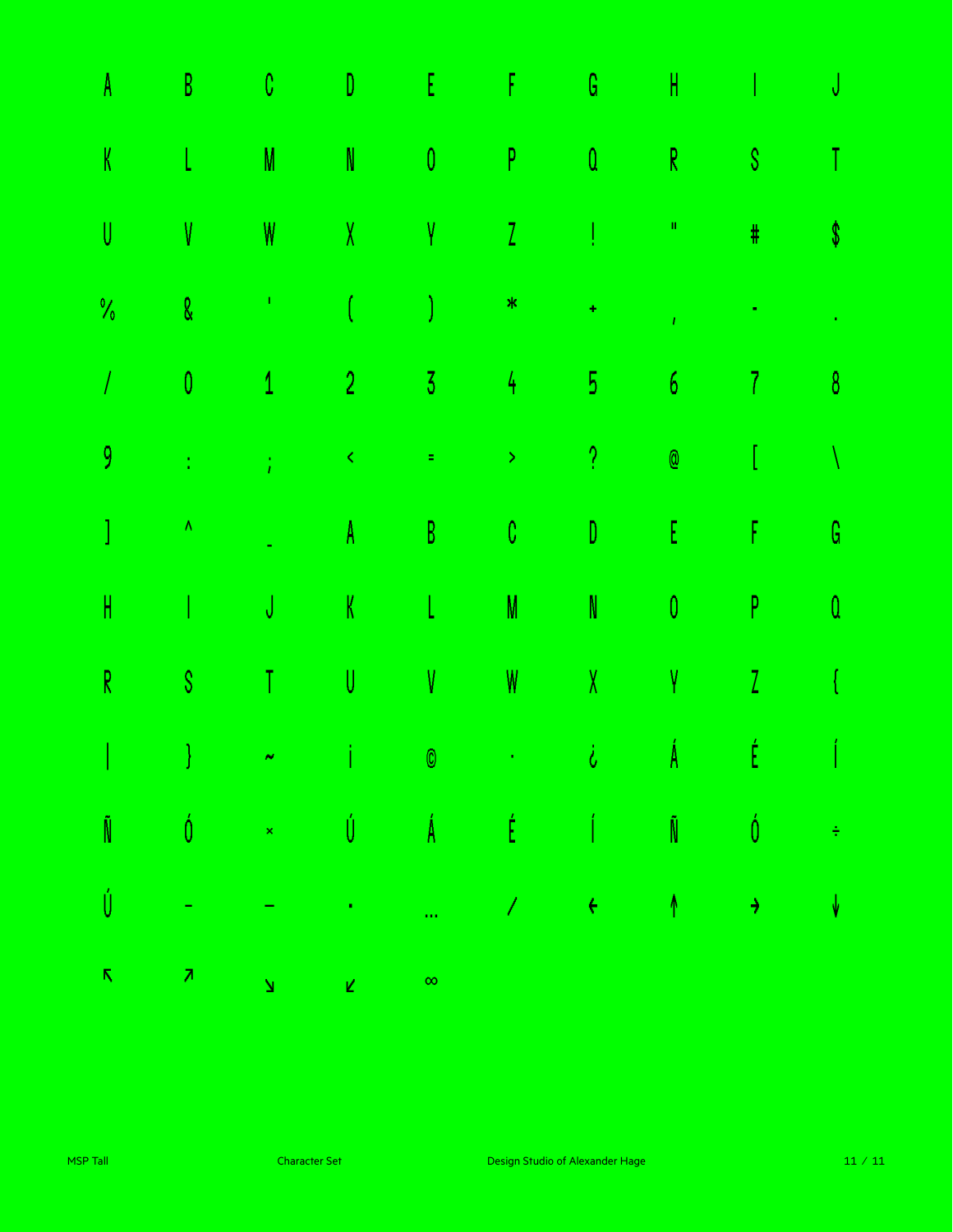A B C D E F G H I J

K L M N O P Q R S T

U V W X Y Z ! " # $

% & ' ( ) * + , - .

/ 0 1 2 3 4 5 6 7 8

9 : ; < = > ? @ [ \

] ^ _ A B C D E F G

H I J K L M N O P Q

R S T U V W X Y Z {

| } ~ ¡ © · ¿ Á É Í

Ñ Ó × Ú Á É Í Ñ Ó ÷

Ú – — • … ⁄ ← ↑ → ↓

↖ ↗ ↘ ↙ ∞